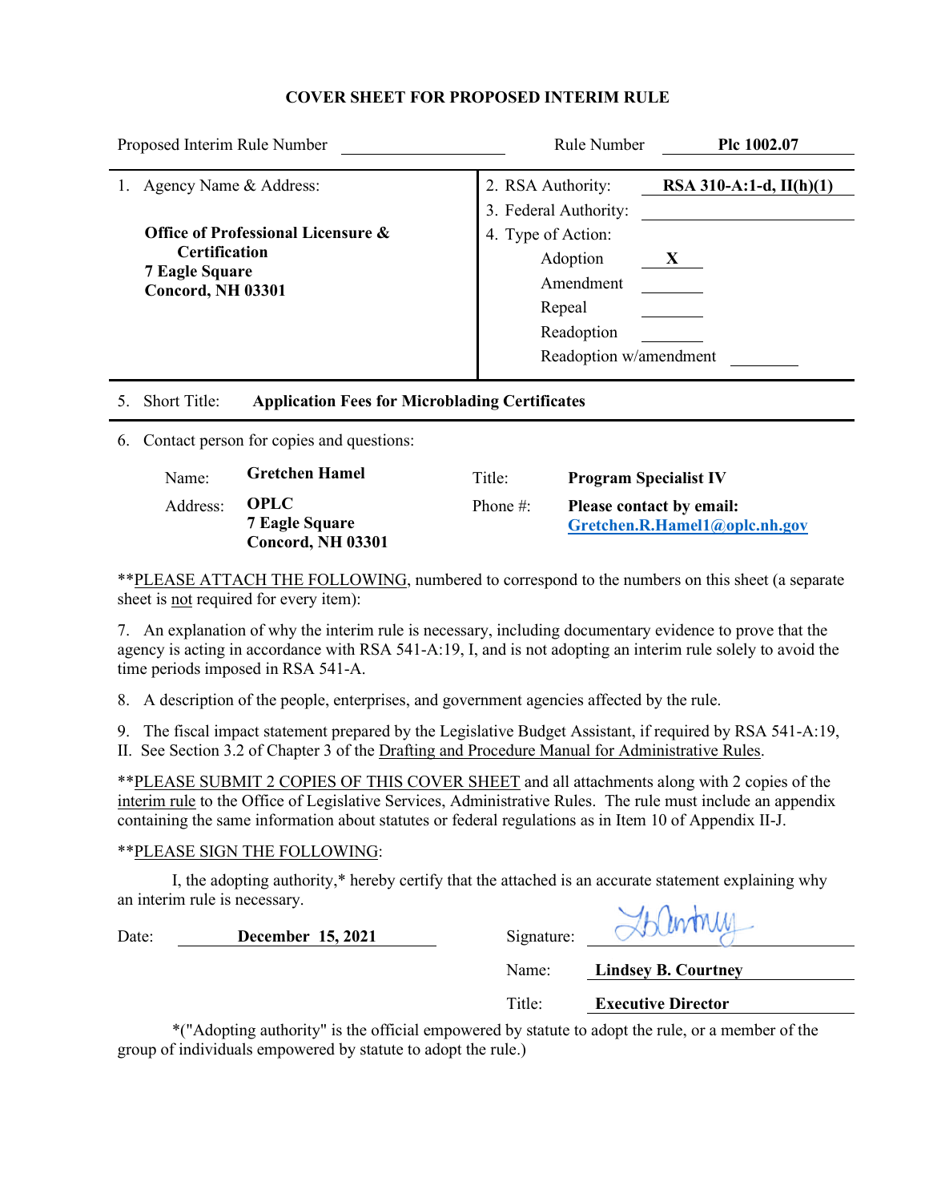# COVER SHEET FOR PROPOSED INTERIM RULE

Proposed Interim Rule Number ____________ Rule Number **Plc 1002.07**

| 1. Agency Name & Address: | 2. RSA Authority: **RSA 310-A:1-d, II(h)(1)** |
|---|---|
| **Office of Professional Licensure & Certification** | 3. Federal Authority: ____________ |
| **7 Eagle Square** | 4. Type of Action: |
| **Concord, NH 03301** | Adoption **X** |
| | Amendment ______ |
| | Repeal ______ |
| | Readoption ______ |
| | Readoption w/amendment ______ |

5. Short Title: **Application Fees for Microblading Certificates**

6. Contact person for copies and questions:

| | | | |
|---|---|---|---|
| Name: | **Gretchen Hamel** | Title: | **Program Specialist IV** |
| Address: | **OPLC**<br>**7 Eagle Square**<br>**Concord, NH 03301** | Phone #: | **Please contact by email:**<br>**Gretchen.R.Hamel1@oplc.nh.gov** |

**PLEASE ATTACH THE FOLLOWING, numbered to correspond to the numbers on this sheet (a separate sheet is not required for every item):

7. An explanation of why the interim rule is necessary, including documentary evidence to prove that the agency is acting in accordance with RSA 541-A:19, I, and is not adopting an interim rule solely to avoid the time periods imposed in RSA 541-A.

8. A description of the people, enterprises, and government agencies affected by the rule.

9. The fiscal impact statement prepared by the Legislative Budget Assistant, if required by RSA 541-A:19, II. See Section 3.2 of Chapter 3 of the Drafting and Procedure Manual for Administrative Rules.

**PLEASE SUBMIT 2 COPIES OF THIS COVER SHEET and all attachments along with 2 copies of the interim rule to the Office of Legislative Services, Administrative Rules. The rule must include an appendix containing the same information about statutes or federal regulations as in Item 10 of Appendix II-J.

**PLEASE SIGN THE FOLLOWING:

I, the adopting authority,* hereby certify that the attached is an accurate statement explaining why an interim rule is necessary.

Date: **December 15, 2021** Signature: LBCourtney

Name: **Lindsey B. Courtney**

Title: **Executive Director**

*("Adopting authority" is the official empowered by statute to adopt the rule, or a member of the group of individuals empowered by statute to adopt the rule.)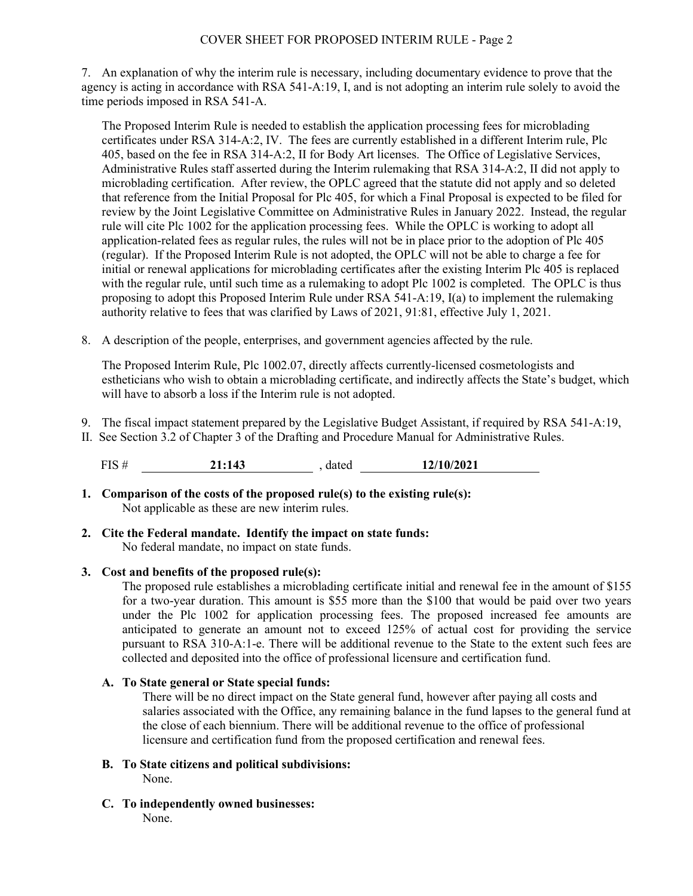7. An explanation of why the interim rule is necessary, including documentary evidence to prove that the agency is acting in accordance with RSA 541-A:19, I, and is not adopting an interim rule solely to avoid the time periods imposed in RSA 541-A.

The Proposed Interim Rule is needed to establish the application processing fees for microblading certificates under RSA 314-A:2, IV. The fees are currently established in a different Interim rule, Plc 405, based on the fee in RSA 314-A:2, II for Body Art licenses. The Office of Legislative Services, Administrative Rules staff asserted during the Interim rulemaking that RSA 314-A:2, II did not apply to microblading certification. After review, the OPLC agreed that the statute did not apply and so deleted that reference from the Initial Proposal for Plc 405, for which a Final Proposal is expected to be filed for review by the Joint Legislative Committee on Administrative Rules in January 2022. Instead, the regular rule will cite Plc 1002 for the application processing fees. While the OPLC is working to adopt all application-related fees as regular rules, the rules will not be in place prior to the adoption of Plc 405 (regular). If the Proposed Interim Rule is not adopted, the OPLC will not be able to charge a fee for initial or renewal applications for microblading certificates after the existing Interim Plc 405 is replaced with the regular rule, until such time as a rulemaking to adopt Plc 1002 is completed. The OPLC is thus proposing to adopt this Proposed Interim Rule under RSA 541-A:19, I(a) to implement the rulemaking authority relative to fees that was clarified by Laws of 2021, 91:81, effective July 1, 2021.

8. A description of the people, enterprises, and government agencies affected by the rule.

The Proposed Interim Rule, Plc 1002.07, directly affects currently-licensed cosmetologists and estheticians who wish to obtain a microblading certificate, and indirectly affects the State's budget, which will have to absorb a loss if the Interim rule is not adopted.

9. The fiscal impact statement prepared by the Legislative Budget Assistant, if required by RSA 541-A:19, II. See Section 3.2 of Chapter 3 of the Drafting and Procedure Manual for Administrative Rules.

FIS # **21:143** , dated **12/10/2021**

**1. Comparison of the costs of the proposed rule(s) to the existing rule(s):**
Not applicable as these are new interim rules.

**2. Cite the Federal mandate. Identify the impact on state funds:**
No federal mandate, no impact on state funds.

**3. Cost and benefits of the proposed rule(s):**
The proposed rule establishes a microblading certificate initial and renewal fee in the amount of $155 for a two-year duration. This amount is $55 more than the $100 that would be paid over two years under the Plc 1002 for application processing fees. The proposed increased fee amounts are anticipated to generate an amount not to exceed 125% of actual cost for providing the service pursuant to RSA 310-A:1-e. There will be additional revenue to the State to the extent such fees are collected and deposited into the office of professional licensure and certification fund.

**A. To State general or State special funds:**
There will be no direct impact on the State general fund, however after paying all costs and salaries associated with the Office, any remaining balance in the fund lapses to the general fund at the close of each biennium. There will be additional revenue to the office of professional licensure and certification fund from the proposed certification and renewal fees.

**B. To State citizens and political subdivisions:**
None.

**C. To independently owned businesses:**
None.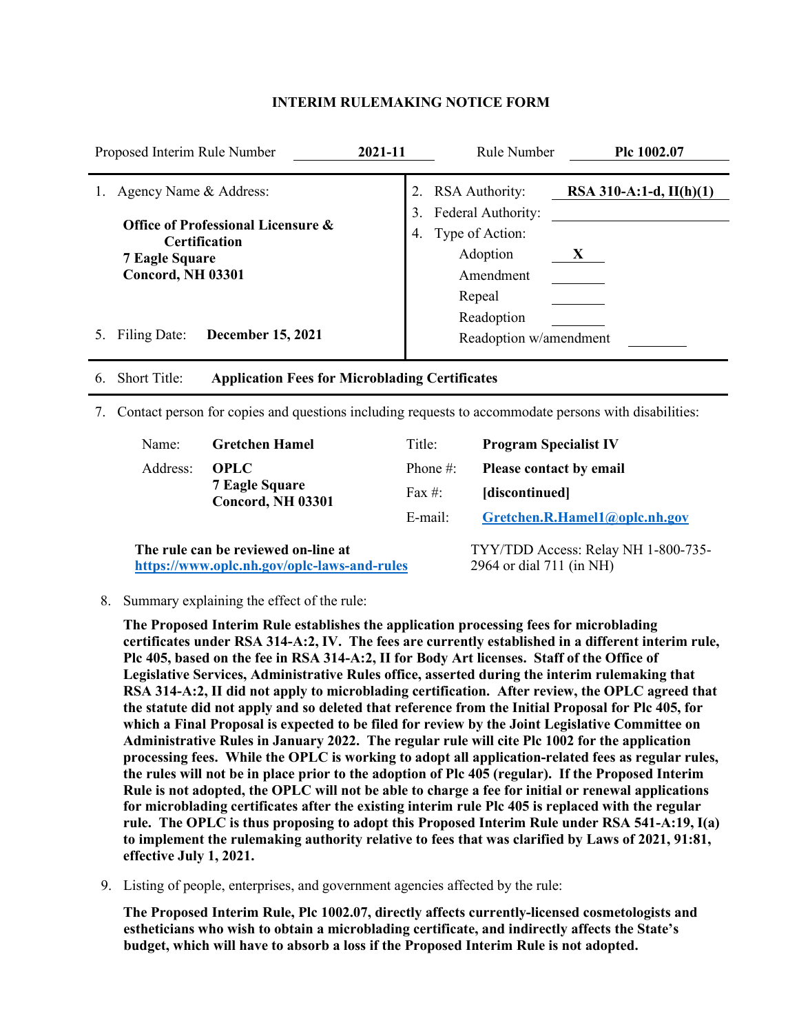# INTERIM RULEMAKING NOTICE FORM

| Proposed Interim Rule Number | **2021-11** | Rule Number | **Plc 1002.07** |
|---|---|---|---|

1. Agency Name & Address:

   **Office of Professional Licensure & Certification**
   **7 Eagle Square**
   **Concord, NH 03301**

2. RSA Authority: **RSA 310-A:1-d, II(h)(1)**
3. Federal Authority:
4. Type of Action:
   - Adoption **X**
   - Amendment
   - Repeal
   - Readoption
   - Readoption w/amendment

5. Filing Date: **December 15, 2021**

6. Short Title: **Application Fees for Microblading Certificates**

7. Contact person for copies and questions including requests to accommodate persons with disabilities:

| | | | |
|---|---|---|---|
| Name: | **Gretchen Hamel** | Title: | **Program Specialist IV** |
| Address: | **OPLC** **7 Eagle Square** **Concord, NH 03301** | Phone #: | **Please contact by email** |
| | | Fax #: | **[discontinued]** |
| | | E-mail: | **Gretchen.R.Hamel1@oplc.nh.gov** |

**The rule can be reviewed on-line at https://www.oplc.nh.gov/oplc-laws-and-rules**

TYY/TDD Access: Relay NH 1-800-735-2964 or dial 711 (in NH)

8. Summary explaining the effect of the rule:

   **The Proposed Interim Rule establishes the application processing fees for microblading certificates under RSA 314-A:2, IV. The fees are currently established in a different interim rule, Plc 405, based on the fee in RSA 314-A:2, II for Body Art licenses. Staff of the Office of Legislative Services, Administrative Rules office, asserted during the interim rulemaking that RSA 314-A:2, II did not apply to microblading certification. After review, the OPLC agreed that the statute did not apply and so deleted that reference from the Initial Proposal for Plc 405, for which a Final Proposal is expected to be filed for review by the Joint Legislative Committee on Administrative Rules in January 2022. The regular rule will cite Plc 1002 for the application processing fees. While the OPLC is working to adopt all application-related fees as regular rules, the rules will not be in place prior to the adoption of Plc 405 (regular). If the Proposed Interim Rule is not adopted, the OPLC will not be able to charge a fee for initial or renewal applications for microblading certificates after the existing interim rule Plc 405 is replaced with the regular rule. The OPLC is thus proposing to adopt this Proposed Interim Rule under RSA 541-A:19, I(a) to implement the rulemaking authority relative to fees that was clarified by Laws of 2021, 91:81, effective July 1, 2021.**

9. Listing of people, enterprises, and government agencies affected by the rule:

   **The Proposed Interim Rule, Plc 1002.07, directly affects currently-licensed cosmetologists and estheticians who wish to obtain a microblading certificate, and indirectly affects the State's budget, which will have to absorb a loss if the Proposed Interim Rule is not adopted.**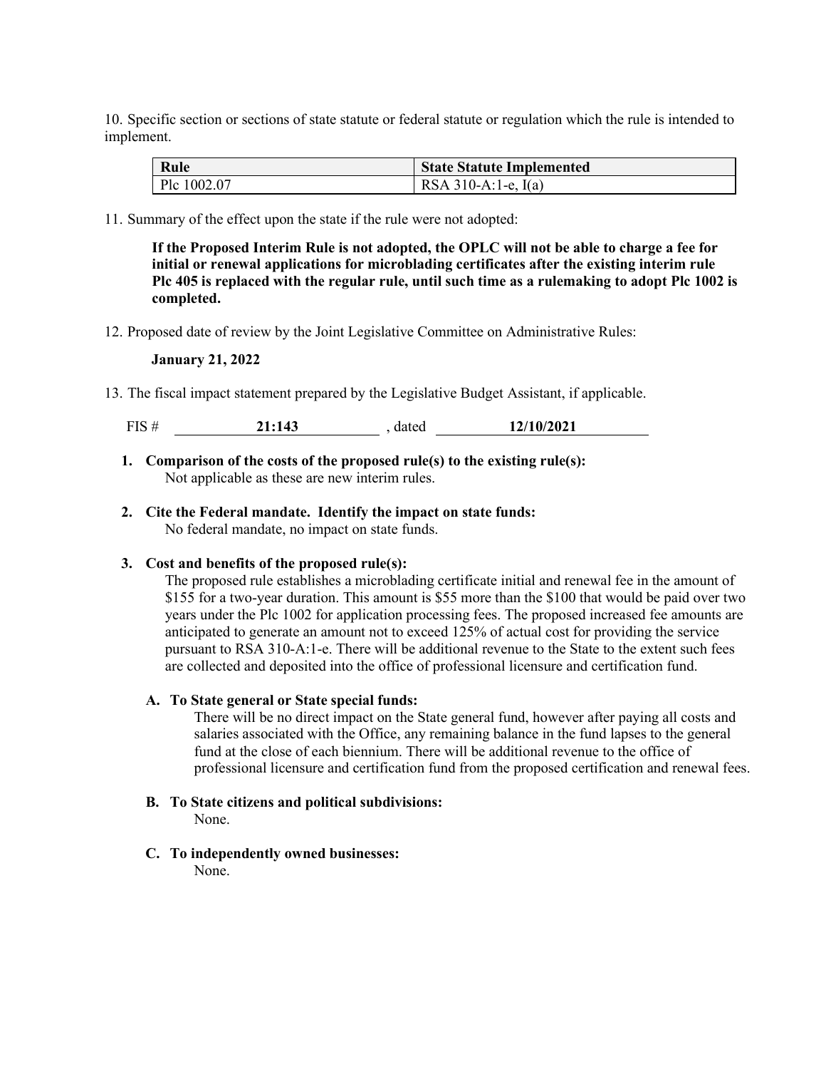10. Specific section or sections of state statute or federal statute or regulation which the rule is intended to implement.

| Rule | State Statute Implemented |
| --- | --- |
| Plc 1002.07 | RSA 310-A:1-e, I(a) |

11. Summary of the effect upon the state if the rule were not adopted:

**If the Proposed Interim Rule is not adopted, the OPLC will not be able to charge a fee for initial or renewal applications for microblading certificates after the existing interim rule Plc 405 is replaced with the regular rule, until such time as a rulemaking to adopt Plc 1002 is completed.**

12. Proposed date of review by the Joint Legislative Committee on Administrative Rules:

**January 21, 2022**

13. The fiscal impact statement prepared by the Legislative Budget Assistant, if applicable.

FIS # **21:143** , dated **12/10/2021**

1. **Comparison of the costs of the proposed rule(s) to the existing rule(s):**
   Not applicable as these are new interim rules.

2. **Cite the Federal mandate. Identify the impact on state funds:**
   No federal mandate, no impact on state funds.

3. **Cost and benefits of the proposed rule(s):**
   The proposed rule establishes a microblading certificate initial and renewal fee in the amount of $155 for a two-year duration. This amount is $55 more than the $100 that would be paid over two years under the Plc 1002 for application processing fees. The proposed increased fee amounts are anticipated to generate an amount not to exceed 125% of actual cost for providing the service pursuant to RSA 310-A:1-e. There will be additional revenue to the State to the extent such fees are collected and deposited into the office of professional licensure and certification fund.

   **A. To State general or State special funds:**
   There will be no direct impact on the State general fund, however after paying all costs and salaries associated with the Office, any remaining balance in the fund lapses to the general fund at the close of each biennium. There will be additional revenue to the office of professional licensure and certification fund from the proposed certification and renewal fees.

   **B. To State citizens and political subdivisions:**
   None.

   **C. To independently owned businesses:**
   None.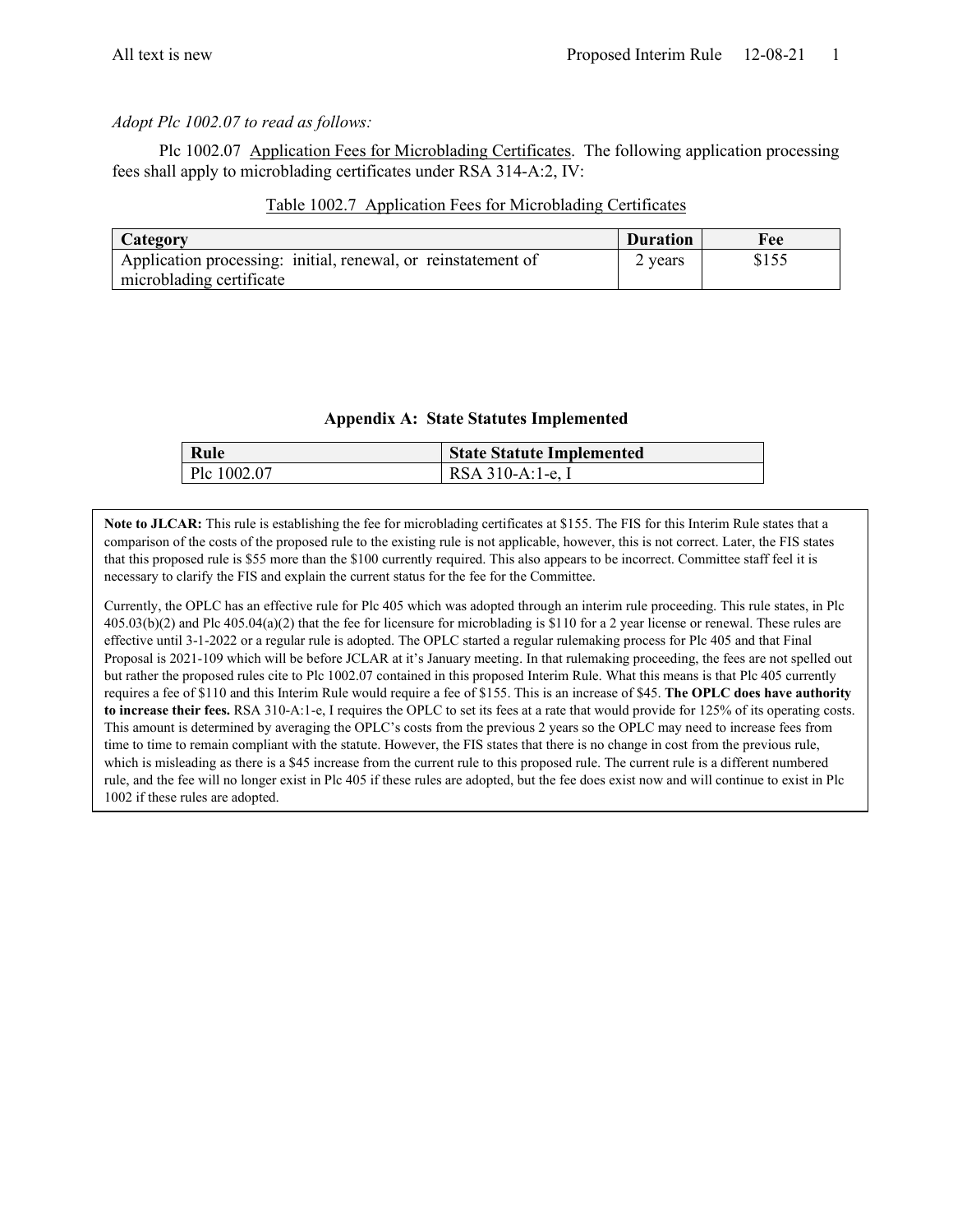*Adopt Plc 1002.07 to read as follows:*

Plc 1002.07 Application Fees for Microblading Certificates. The following application processing fees shall apply to microblading certificates under RSA 314-A:2, IV:

Table 1002.7 Application Fees for Microblading Certificates

| Category | Duration | Fee |
|---|---|---|
| Application processing: initial, renewal, or reinstatement of microblading certificate | 2 years | $155 |

**Appendix A: State Statutes Implemented**

| Rule | State Statute Implemented |
|---|---|
| Plc 1002.07 | RSA 310-A:1-e, I |

**Note to JLCAR:** This rule is establishing the fee for microblading certificates at $155. The FIS for this Interim Rule states that a comparison of the costs of the proposed rule to the existing rule is not applicable, however, this is not correct. Later, the FIS states that this proposed rule is $55 more than the $100 currently required. This also appears to be incorrect. Committee staff feel it is necessary to clarify the FIS and explain the current status for the fee for the Committee.

Currently, the OPLC has an effective rule for Plc 405 which was adopted through an interim rule proceeding. This rule states, in Plc 405.03(b)(2) and Plc 405.04(a)(2) that the fee for licensure for microblading is $110 for a 2 year license or renewal. These rules are effective until 3-1-2022 or a regular rule is adopted. The OPLC started a regular rulemaking process for Plc 405 and that Final Proposal is 2021-109 which will be before JCLAR at it's January meeting. In that rulemaking proceeding, the fees are not spelled out but rather the proposed rules cite to Plc 1002.07 contained in this proposed Interim Rule. What this means is that Plc 405 currently requires a fee of $110 and this Interim Rule would require a fee of $155. This is an increase of $45. **The OPLC does have authority to increase their fees.** RSA 310-A:1-e, I requires the OPLC to set its fees at a rate that would provide for 125% of its operating costs. This amount is determined by averaging the OPLC's costs from the previous 2 years so the OPLC may need to increase fees from time to time to remain compliant with the statute. However, the FIS states that there is no change in cost from the previous rule, which is misleading as there is a $45 increase from the current rule to this proposed rule. The current rule is a different numbered rule, and the fee will no longer exist in Plc 405 if these rules are adopted, but the fee does exist now and will continue to exist in Plc 1002 if these rules are adopted.